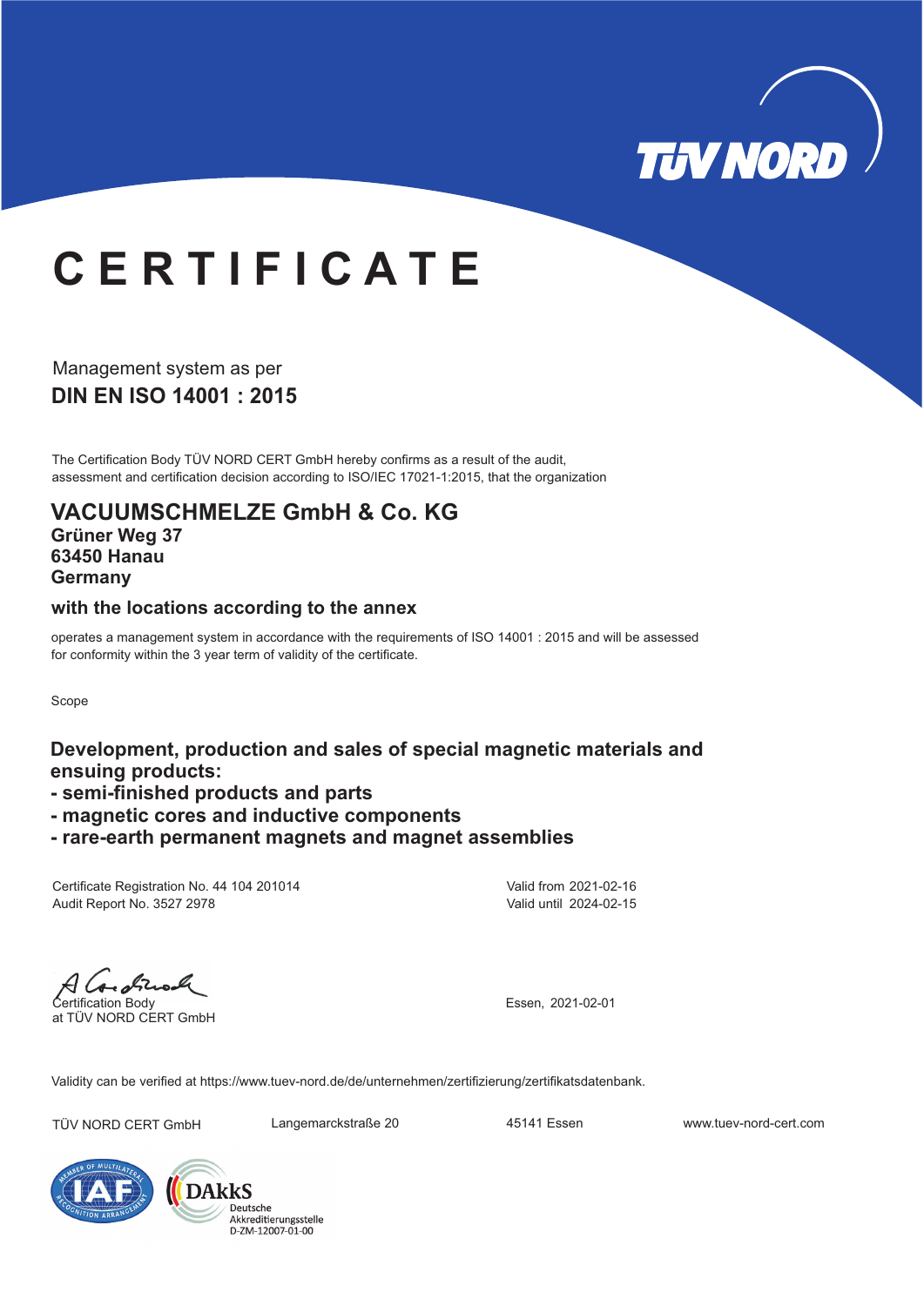TÜV NORD

# CERTIFICATE

Management system as per

## DIN EN ISO 14001 : 2015

The Certification Body TÜV NORD CERT GmbH hereby confirms as a result of the audit, assessment and certification decision according to ISO/IEC 17021-1:2015, that the organization

## VACUUMSCHMELZE GmbH & Co. KG

**Grüner Weg 37**
**63450 Hanau**
**Germany**

### with the locations according to the annex

operates a management system in accordance with the requirements of ISO 14001 : 2015 and will be assessed for conformity within the 3 year term of validity of the certificate.

Scope

**Development, production and sales of special magnetic materials and ensuing products:**
**- semi-finished products and parts**
**- magnetic cores and inductive components**
**- rare-earth permanent magnets and magnet assemblies**

Certificate Registration No. 44 104 201014
Audit Report No. 3527 2978

Valid from 2021-02-16
Valid until 2024-02-15

Certification Body
at TÜV NORD CERT GmbH

Essen, 2021-02-01

Validity can be verified at https://www.tuev-nord.de/de/unternehmen/zertifizierung/zertifikatsdatenbank.

TÜV NORD CERT GmbH Langemarckstraße 20 45141 Essen www.tuev-nord-cert.com

DAkkS Deutsche Akkreditierungsstelle D-ZM-12007-01-00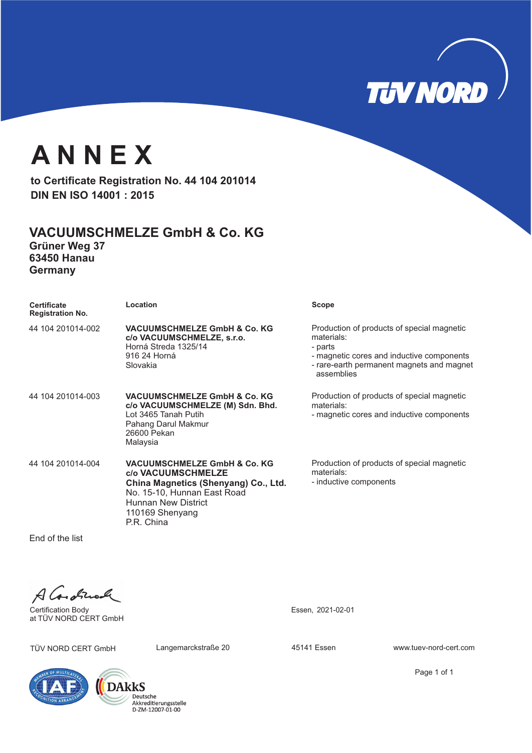# ANNEX

**to Certificate Registration No. 44 104 201014**
**DIN EN ISO 14001 : 2015**

## VACUUMSCHMELZE GmbH & Co. KG

**Grüner Weg 37**
**63450 Hanau**
**Germany**

| Certificate Registration No. | Location | Scope |
|---|---|---|
| 44 104 201014-002 | **VACUUMSCHMELZE GmbH & Co. KG**<br>**c/o VACUUMSCHMELZE, s.r.o.**<br>Horná Streda 1325/14<br>916 24 Horná<br>Slovakia | Production of products of special magnetic materials:<br>- parts<br>- magnetic cores and inductive components<br>- rare-earth permanent magnets and magnet assemblies |
| 44 104 201014-003 | **VACUUMSCHMELZE GmbH & Co. KG**<br>**c/o VACUUMSCHMELZE (M) Sdn. Bhd.**<br>Lot 3465 Tanah Putih<br>Pahang Darul Makmur<br>26600 Pekan<br>Malaysia | Production of products of special magnetic materials:<br>- magnetic cores and inductive components |
| 44 104 201014-004 | **VACUUMSCHMELZE GmbH & Co. KG**<br>**c/o VACUUMSCHMELZE**<br>**China Magnetics (Shenyang) Co., Ltd.**<br>No. 15-10, Hunnan East Road<br>Hunnan New District<br>110169 Shenyang<br>P.R. China | Production of products of special magnetic materials:<br>- inductive components |

End of the list

Certification Body
at TÜV NORD CERT GmbH

Essen, 2021-02-01

TÜV NORD CERT GmbH Langemarckstraße 20 45141 Essen www.tuev-nord-cert.com

DAkkS Deutsche Akkreditierungsstelle D-ZM-12007-01-00